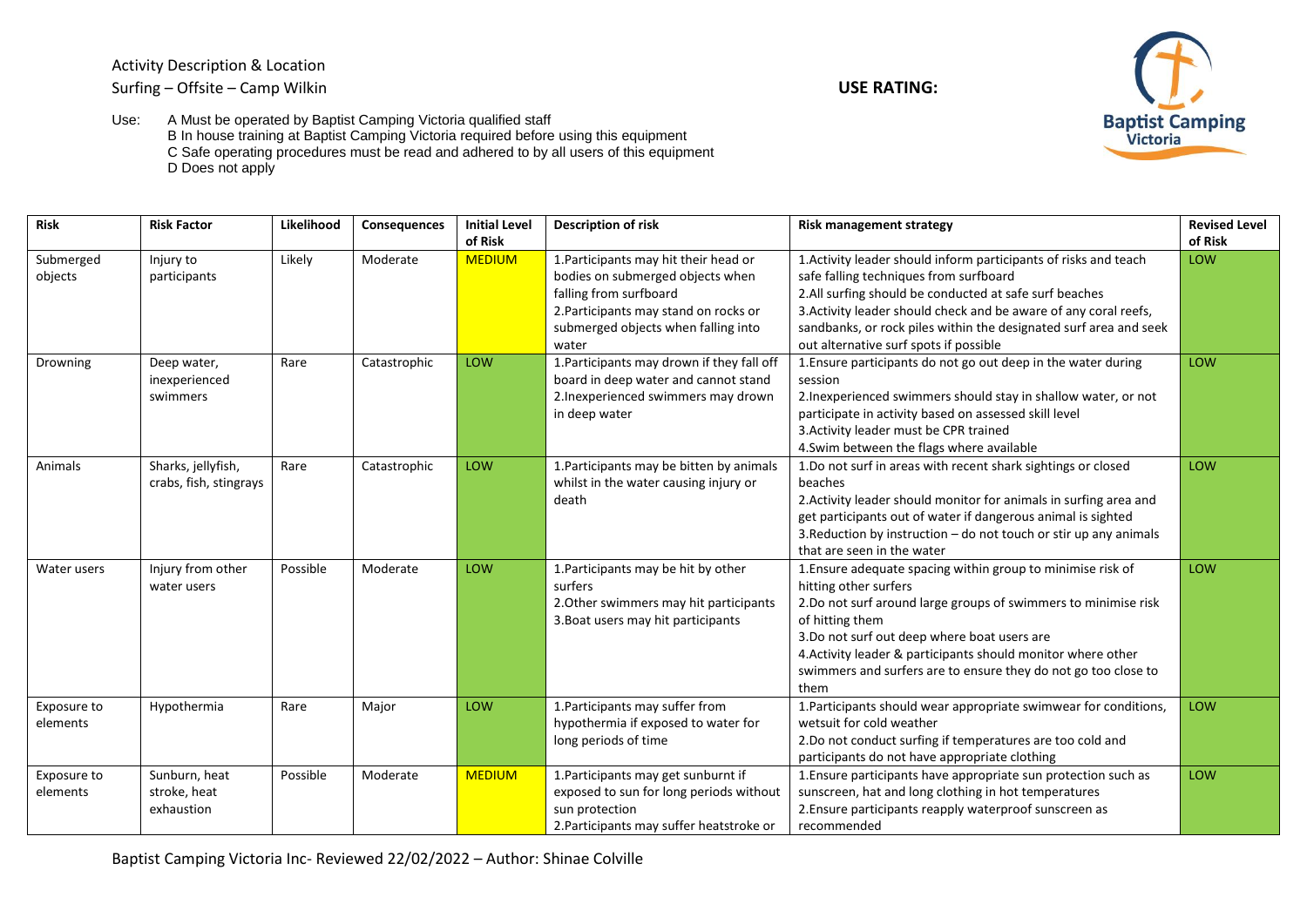Activity Description & Location

Surfing – Offsite – Camp Wilkin

**USE RATING:**

Use: A Must be operated by Baptist Camping Victoria qualified staff
B In house training at Baptist Camping Victoria required before using this equipment
C Safe operating procedures must be read and adhered to by all users of this equipment
D Does not apply

| Risk | Risk Factor | Likelihood | Consequences | Initial Level of Risk | Description of risk | Risk management strategy | Revised Level of Risk |
|---|---|---|---|---|---|---|---|
| Submerged objects | Injury to participants | Likely | Moderate | MEDIUM | 1.Participants may hit their head or bodies on submerged objects when falling from surfboard<br>2.Participants may stand on rocks or submerged objects when falling into water | 1.Activity leader should inform participants of risks and teach safe falling techniques from surfboard<br>2.All surfing should be conducted at safe surf beaches<br>3.Activity leader should check and be aware of any coral reefs, sandbanks, or rock piles within the designated surf area and seek out alternative surf spots if possible | LOW |
| Drowning | Deep water, inexperienced swimmers | Rare | Catastrophic | LOW | 1.Participants may drown if they fall off board in deep water and cannot stand<br>2.Inexperienced swimmers may drown in deep water | 1.Ensure participants do not go out deep in the water during session<br>2.Inexperienced swimmers should stay in shallow water, or not participate in activity based on assessed skill level<br>3.Activity leader must be CPR trained<br>4.Swim between the flags where available | LOW |
| Animals | Sharks, jellyfish, crabs, fish, stingrays | Rare | Catastrophic | LOW | 1.Participants may be bitten by animals whilst in the water causing injury or death | 1.Do not surf in areas with recent shark sightings or closed beaches<br>2.Activity leader should monitor for animals in surfing area and get participants out of water if dangerous animal is sighted<br>3.Reduction by instruction – do not touch or stir up any animals that are seen in the water | LOW |
| Water users | Injury from other water users | Possible | Moderate | LOW | 1.Participants may be hit by other surfers<br>2.Other swimmers may hit participants<br>3.Boat users may hit participants | 1.Ensure adequate spacing within group to minimise risk of hitting other surfers<br>2.Do not surf around large groups of swimmers to minimise risk of hitting them<br>3.Do not surf out deep where boat users are<br>4.Activity leader & participants should monitor where other swimmers and surfers are to ensure they do not go too close to them | LOW |
| Exposure to elements | Hypothermia | Rare | Major | LOW | 1.Participants may suffer from hypothermia if exposed to water for long periods of time | 1.Participants should wear appropriate swimwear for conditions, wetsuit for cold weather<br>2.Do not conduct surfing if temperatures are too cold and participants do not have appropriate clothing | LOW |
| Exposure to elements | Sunburn, heat stroke, heat exhaustion | Possible | Moderate | MEDIUM | 1.Participants may get sunburnt if exposed to sun for long periods without sun protection<br>2.Participants may suffer heatstroke or | 1.Ensure participants have appropriate sun protection such as sunscreen, hat and long clothing in hot temperatures<br>2.Ensure participants reapply waterproof sunscreen as recommended | LOW |

Baptist Camping Victoria Inc- Reviewed 22/02/2022 – Author: Shinae Colville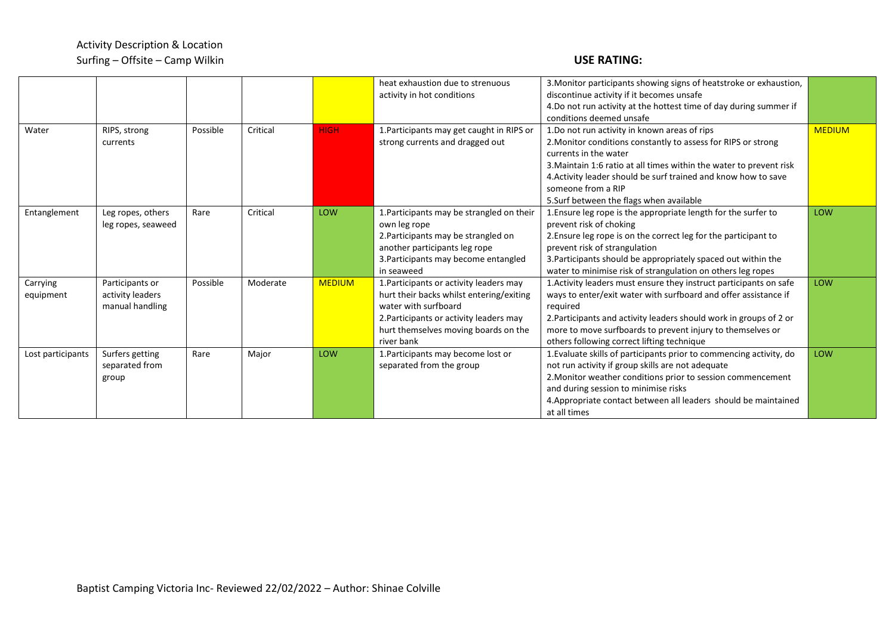Activity Description & Location
Surfing – Offsite – Camp Wilkin

**USE RATING:**

| | | | | | | | |
|---|---|---|---|---|---|---|---|
| | | | | | heat exhaustion due to strenuous activity in hot conditions | 3.Monitor participants showing signs of heatstroke or exhaustion, discontinue activity if it becomes unsafe<br>4.Do not run activity at the hottest time of day during summer if conditions deemed unsafe | |
| Water | RIPS, strong currents | Possible | Critical | HIGH | 1.Participants may get caught in RIPS or strong currents and dragged out | 1.Do not run activity in known areas of rips<br>2.Monitor conditions constantly to assess for RIPS or strong currents in the water<br>3.Maintain 1:6 ratio at all times within the water to prevent risk<br>4.Activity leader should be surf trained and know how to save someone from a RIP<br>5.Surf between the flags when available | MEDIUM |
| Entanglement | Leg ropes, others leg ropes, seaweed | Rare | Critical | LOW | 1.Participants may be strangled on their own leg rope<br>2.Participants may be strangled on another participants leg rope<br>3.Participants may become entangled in seaweed | 1.Ensure leg rope is the appropriate length for the surfer to prevent risk of choking<br>2.Ensure leg rope is on the correct leg for the participant to prevent risk of strangulation<br>3.Participants should be appropriately spaced out within the water to minimise risk of strangulation on others leg ropes | LOW |
| Carrying equipment | Participants or activity leaders manual handling | Possible | Moderate | MEDIUM | 1.Participants or activity leaders may hurt their backs whilst entering/exiting water with surfboard<br>2.Participants or activity leaders may hurt themselves moving boards on the river bank | 1.Activity leaders must ensure they instruct participants on safe ways to enter/exit water with surfboard and offer assistance if required<br>2.Participants and activity leaders should work in groups of 2 or more to move surfboards to prevent injury to themselves or others following correct lifting technique | LOW |
| Lost participants | Surfers getting separated from group | Rare | Major | LOW | 1.Participants may become lost or separated from the group | 1.Evaluate skills of participants prior to commencing activity, do not run activity if group skills are not adequate<br>2.Monitor weather conditions prior to session commencement and during session to minimise risks<br>4.Appropriate contact between all leaders should be maintained at all times | LOW |

Baptist Camping Victoria Inc- Reviewed 22/02/2022 – Author: Shinae Colville